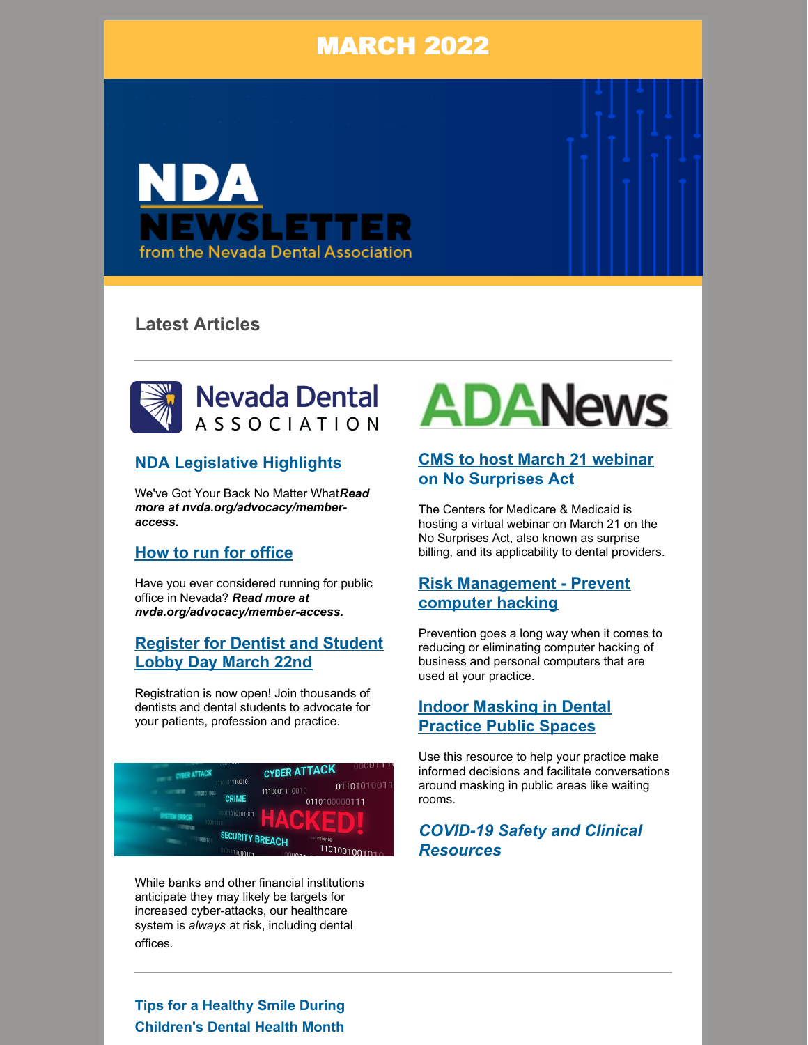# MARCH 2022

# NDA NEWSLETTER

from the Nevada Dental Association

## Latest Articles

Nevada Dental ASSOCIATION

### NDA Legislative Highlights

We've Got Your Back No Matter What***Read more at nvda.org/advocacy/member-access.***

### How to run for office

Have you ever considered running for public office in Nevada? ***Read more at nvda.org/advocacy/member-access.***

### Register for Dentist and Student Lobby Day March 22nd

Registration is now open! Join thousands of dentists and dental students to advocate for your patients, profession and practice.

While banks and other financial institutions anticipate they may likely be targets for increased cyber-attacks, our healthcare system is *always* at risk, including dental offices.

ADANews

### CMS to host March 21 webinar on No Surprises Act

The Centers for Medicare & Medicaid is hosting a virtual webinar on March 21 on the No Surprises Act, also known as surprise billing, and its applicability to dental providers.

### Risk Management - Prevent computer hacking

Prevention goes a long way when it comes to reducing or eliminating computer hacking of business and personal computers that are used at your practice.

### Indoor Masking in Dental Practice Public Spaces

Use this resource to help your practice make informed decisions and facilitate conversations around masking in public areas like waiting rooms.

### *COVID-19 Safety and Clinical Resources*

---

### Tips for a Healthy Smile During Children's Dental Health Month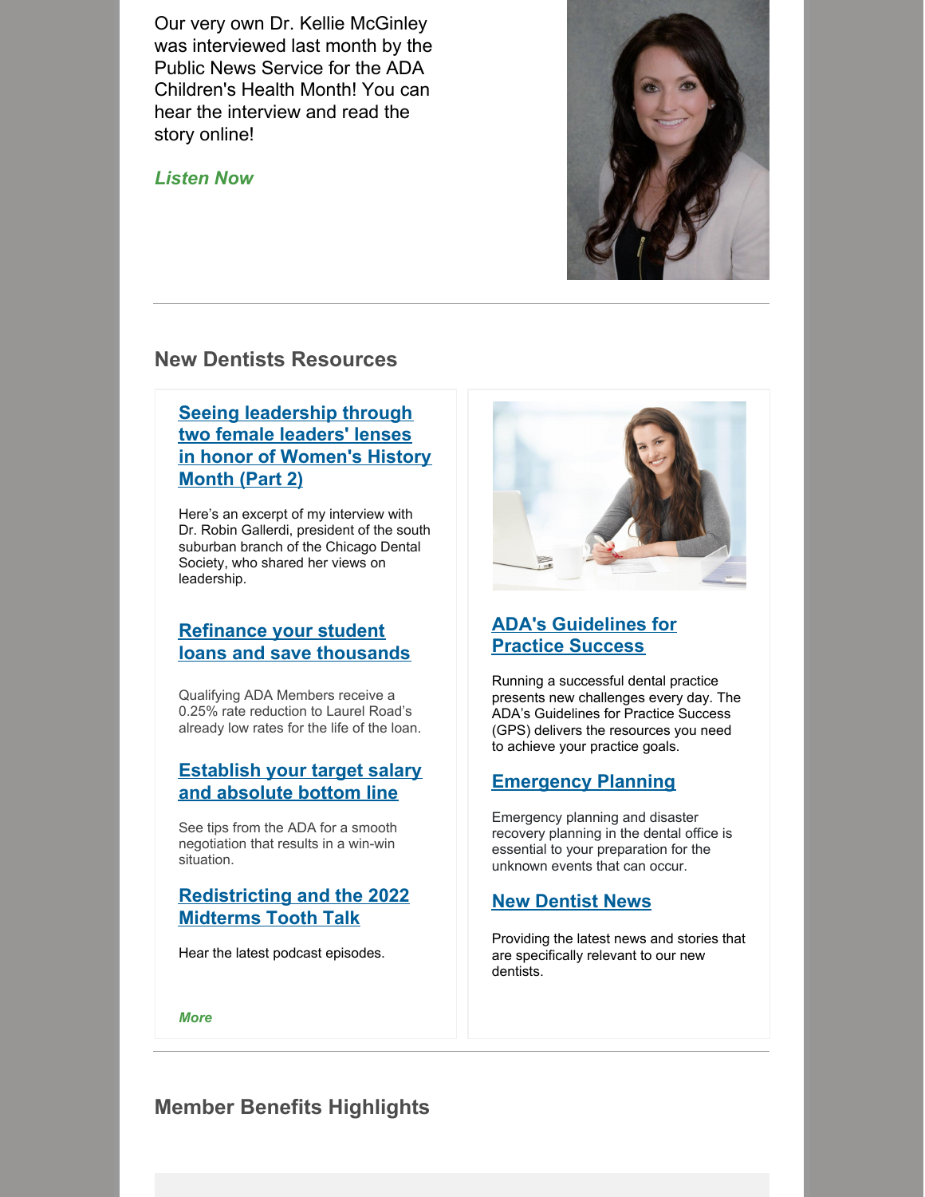Our very own Dr. Kellie McGinley was interviewed last month by the Public News Service for the ADA Children's Health Month! You can hear the interview and read the story online!

***Listen Now***

---

## New Dentists Resources

### Seeing leadership through two female leaders' lenses in honor of Women's History Month (Part 2)

Here's an excerpt of my interview with Dr. Robin Gallerdi, president of the south suburban branch of the Chicago Dental Society, who shared her views on leadership.

### Refinance your student loans and save thousands

Qualifying ADA Members receive a 0.25% rate reduction to Laurel Road's already low rates for the life of the loan.

### Establish your target salary and absolute bottom line

See tips from the ADA for a smooth negotiation that results in a win-win situation.

### Redistricting and the 2022 Midterms Tooth Talk

Hear the latest podcast episodes.

***More***

### ADA's Guidelines for Practice Success

Running a successful dental practice presents new challenges every day. The ADA's Guidelines for Practice Success (GPS) delivers the resources you need to achieve your practice goals.

### Emergency Planning

Emergency planning and disaster recovery planning in the dental office is essential to your preparation for the unknown events that can occur.

### New Dentist News

Providing the latest news and stories that are specifically relevant to our new dentists.

---

## Member Benefits Highlights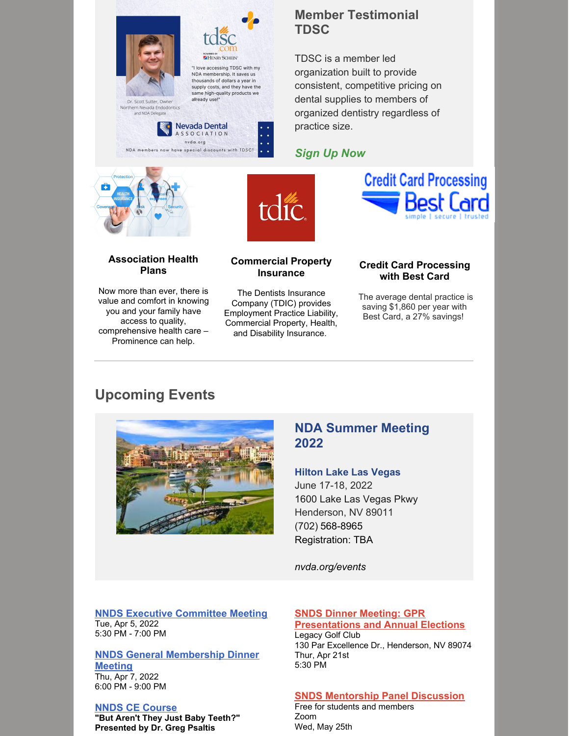## Member Testimonial TDSC

TDSC is a member led organization built to provide consistent, competitive pricing on dental supplies to members of organized dentistry regardless of practice size.

***Sign Up Now***

### Association Health Plans

Now more than ever, there is value and comfort in knowing you and your family have access to quality, comprehensive health care – Prominence can help.

### Commercial Property Insurance

The Dentists Insurance Company (TDIC) provides Employment Practice Liability, Commercial Property, Health, and Disability Insurance.

### Credit Card Processing with Best Card

The average dental practice is saving $1,860 per year with Best Card, a 27% savings!

---

## Upcoming Events

### NDA Summer Meeting 2022

**Hilton Lake Las Vegas**
June 17-18, 2022
1600 Lake Las Vegas Pkwy
Henderson, NV 89011
(702) 568-8965
Registration: TBA

*nvda.org/events*

**NNDS Executive Committee Meeting**
Tue, Apr 5, 2022
5:30 PM - 7:00 PM

**NNDS General Membership Dinner Meeting**
Thu, Apr 7, 2022
6:00 PM - 9:00 PM

**NNDS CE Course**
**"But Aren't They Just Baby Teeth?"**
**Presented by Dr. Greg Psaltis**

**SNDS Dinner Meeting: GPR Presentations and Annual Elections**
Legacy Golf Club
130 Par Excellence Dr., Henderson, NV 89074
Thur, Apr 21st
5:30 PM

**SNDS Mentorship Panel Discussion**
Free for students and members
Zoom
Wed, May 25th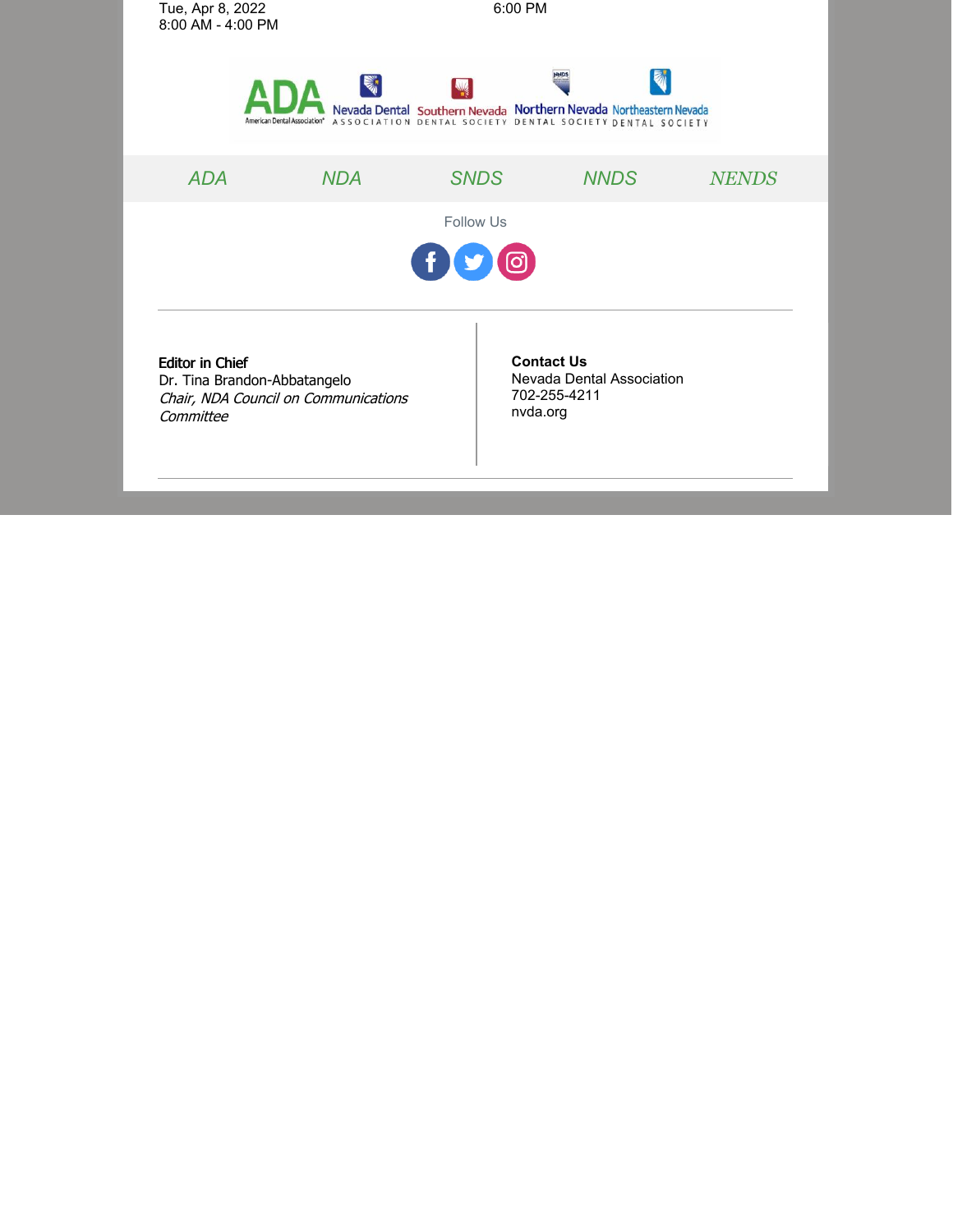Tue, Apr 8, 2022
8:00 AM - 4:00 PM

6:00 PM

ADA NDA SNDS NNDS NENDS

Follow Us

---

**Editor in Chief**
Dr. Tina Brandon-Abbatangelo
*Chair, NDA Council on Communications Committee*

**Contact Us**
Nevada Dental Association
702-255-4211
nvda.org

---